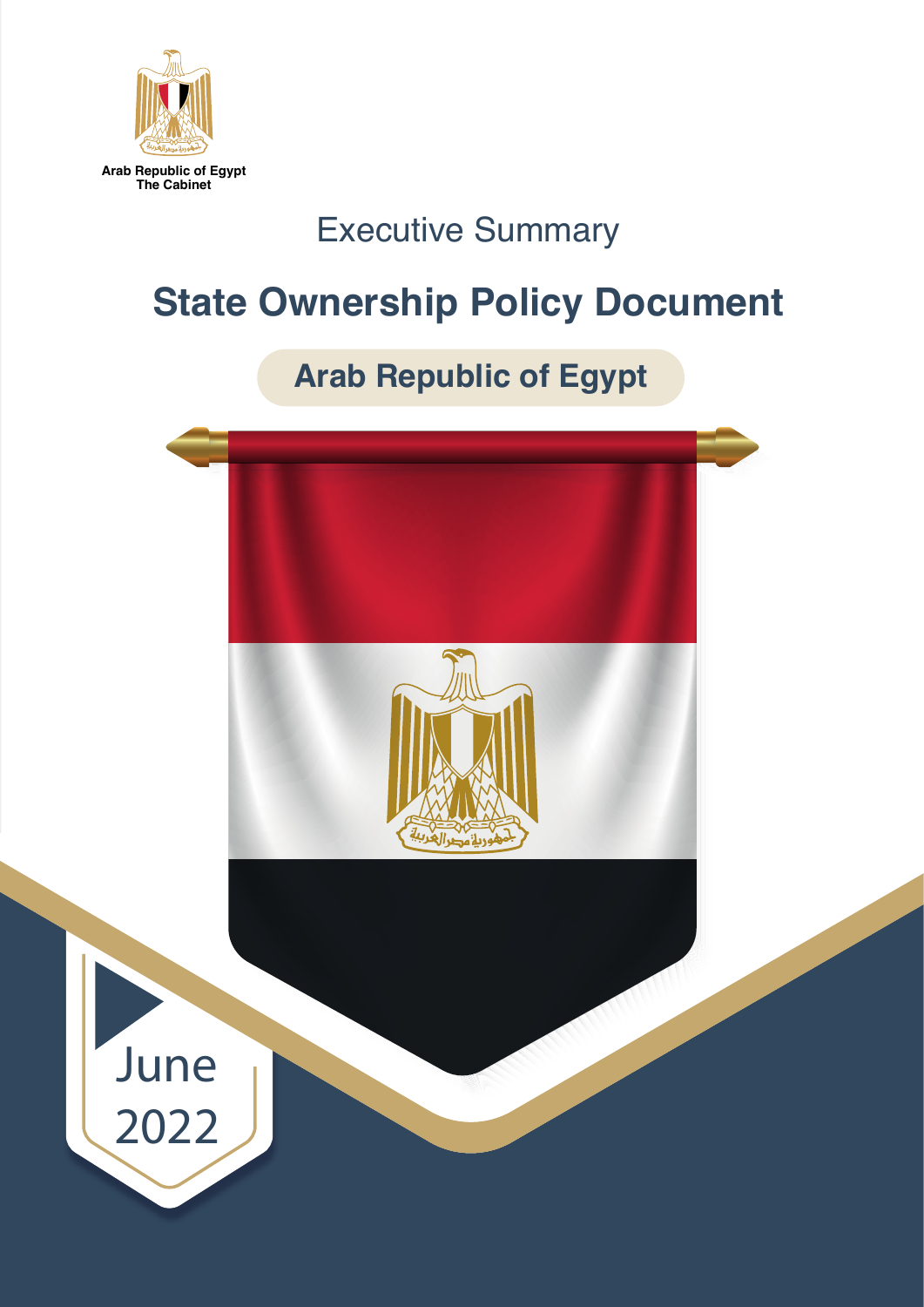Arab Republic of Egypt
The Cabinet

Executive Summary

# State Ownership Policy Document

## Arab Republic of Egypt

June
2022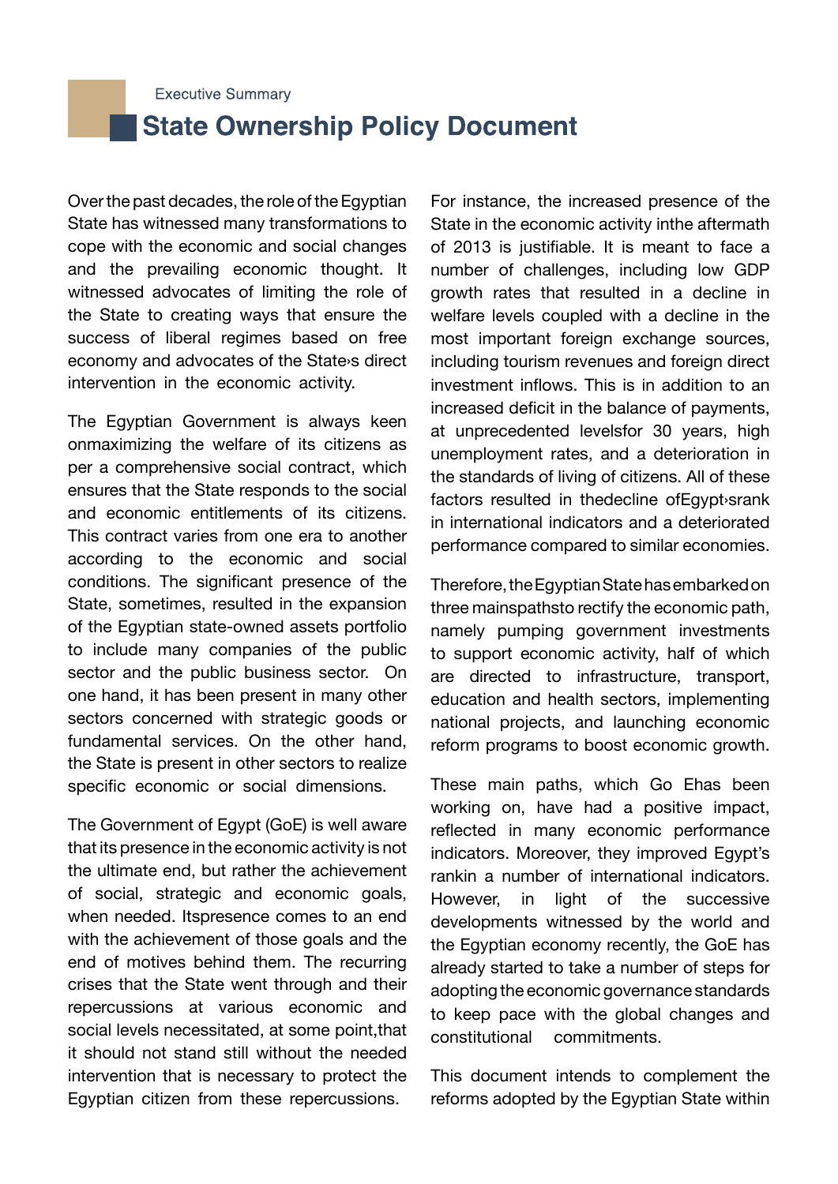Executive Summary

# State Ownership Policy Document

Over the past decades, the role of the Egyptian State has witnessed many transformations to cope with the economic and social changes and the prevailing economic thought. It witnessed advocates of limiting the role of the State to creating ways that ensure the success of liberal regimes based on free economy and advocates of the State›s direct intervention in the economic activity.

The Egyptian Government is always keen onmaximizing the welfare of its citizens as per a comprehensive social contract, which ensures that the State responds to the social and economic entitlements of its citizens. This contract varies from one era to another according to the economic and social conditions. The significant presence of the State, sometimes, resulted in the expansion of the Egyptian state-owned assets portfolio to include many companies of the public sector and the public business sector. On one hand, it has been present in many other sectors concerned with strategic goods or fundamental services. On the other hand, the State is present in other sectors to realize specific economic or social dimensions.

The Government of Egypt (GoE) is well aware that its presence in the economic activity is not the ultimate end, but rather the achievement of social, strategic and economic goals, when needed. Itspresence comes to an end with the achievement of those goals and the end of motives behind them. The recurring crises that the State went through and their repercussions at various economic and social levels necessitated, at some point,that it should not stand still without the needed intervention that is necessary to protect the Egyptian citizen from these repercussions.

For instance, the increased presence of the State in the economic activity inthe aftermath of 2013 is justifiable. It is meant to face a number of challenges, including low GDP growth rates that resulted in a decline in welfare levels coupled with a decline in the most important foreign exchange sources, including tourism revenues and foreign direct investment inflows. This is in addition to an increased deficit in the balance of payments, at unprecedented levelsfor 30 years, high unemployment rates, and a deterioration in the standards of living of citizens. All of these factors resulted in thedecline ofEgypt›srank in international indicators and a deteriorated performance compared to similar economies.

Therefore, the Egyptian State has embarked on three mainspathsto rectify the economic path, namely pumping government investments to support economic activity, half of which are directed to infrastructure, transport, education and health sectors, implementing national projects, and launching economic reform programs to boost economic growth.

These main paths, which Go Ehas been working on, have had a positive impact, reflected in many economic performance indicators. Moreover, they improved Egypt's rankin a number of international indicators. However, in light of the successive developments witnessed by the world and the Egyptian economy recently, the GoE has already started to take a number of steps for adopting the economic governance standards to keep pace with the global changes and constitutional commitments.

This document intends to complement the reforms adopted by the Egyptian State within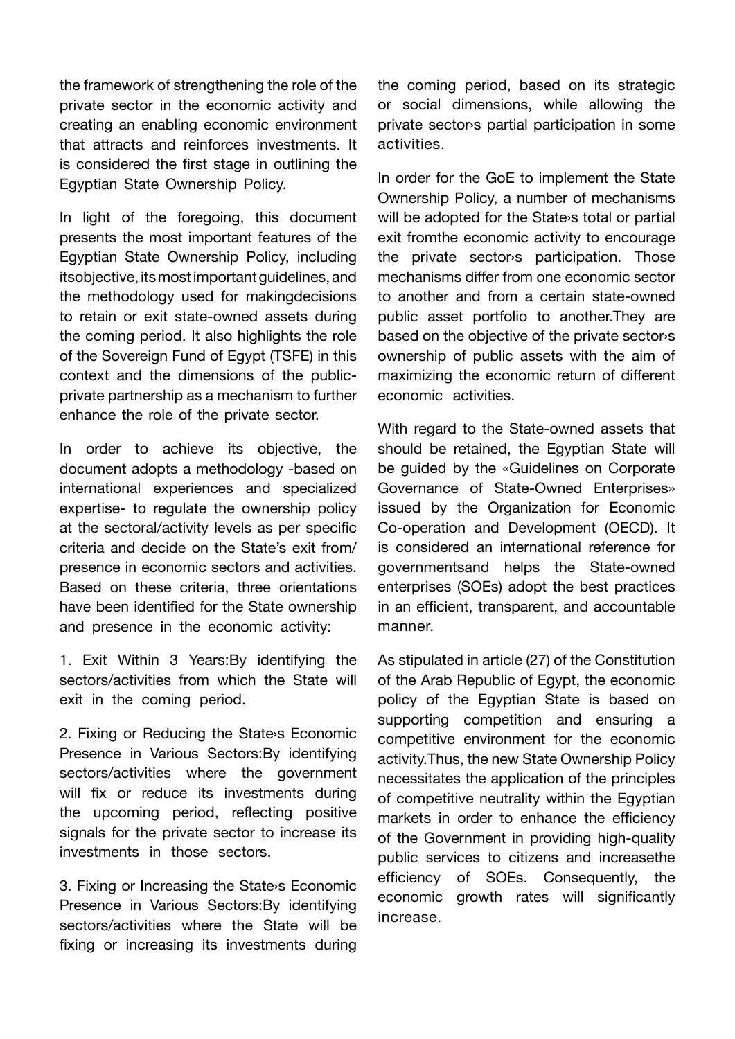the framework of strengthening the role of the private sector in the economic activity and creating an enabling economic environment that attracts and reinforces investments. It is considered the first stage in outlining the Egyptian State Ownership Policy.

In light of the foregoing, this document presents the most important features of the Egyptian State Ownership Policy, including itsobjective, its most important guidelines, and the methodology used for makingdecisions to retain or exit state-owned assets during the coming period. It also highlights the role of the Sovereign Fund of Egypt (TSFE) in this context and the dimensions of the public-private partnership as a mechanism to further enhance the role of the private sector.

In order to achieve its objective, the document adopts a methodology -based on international experiences and specialized expertise- to regulate the ownership policy at the sectoral/activity levels as per specific criteria and decide on the State's exit from/ presence in economic sectors and activities. Based on these criteria, three orientations have been identified for the State ownership and presence in the economic activity:

1. Exit Within 3 Years:By identifying the sectors/activities from which the State will exit in the coming period.

2. Fixing or Reducing the State›s Economic Presence in Various Sectors:By identifying sectors/activities where the government will fix or reduce its investments during the upcoming period, reflecting positive signals for the private sector to increase its investments in those sectors.

3. Fixing or Increasing the State›s Economic Presence in Various Sectors:By identifying sectors/activities where the State will be fixing or increasing its investments during the coming period, based on its strategic or social dimensions, while allowing the private sector›s partial participation in some activities.

In order for the GoE to implement the State Ownership Policy, a number of mechanisms will be adopted for the State›s total or partial exit fromthe economic activity to encourage the private sector›s participation. Those mechanisms differ from one economic sector to another and from a certain state-owned public asset portfolio to another.They are based on the objective of the private sector›s ownership of public assets with the aim of maximizing the economic return of different economic activities.

With regard to the State-owned assets that should be retained, the Egyptian State will be guided by the «Guidelines on Corporate Governance of State-Owned Enterprises» issued by the Organization for Economic Co-operation and Development (OECD). It is considered an international reference for governmentsand helps the State-owned enterprises (SOEs) adopt the best practices in an efficient, transparent, and accountable manner.

As stipulated in article (27) of the Constitution of the Arab Republic of Egypt, the economic policy of the Egyptian State is based on supporting competition and ensuring a competitive environment for the economic activity.Thus, the new State Ownership Policy necessitates the application of the principles of competitive neutrality within the Egyptian markets in order to enhance the efficiency of the Government in providing high-quality public services to citizens and increasethe efficiency of SOEs. Consequently, the economic growth rates will significantly increase.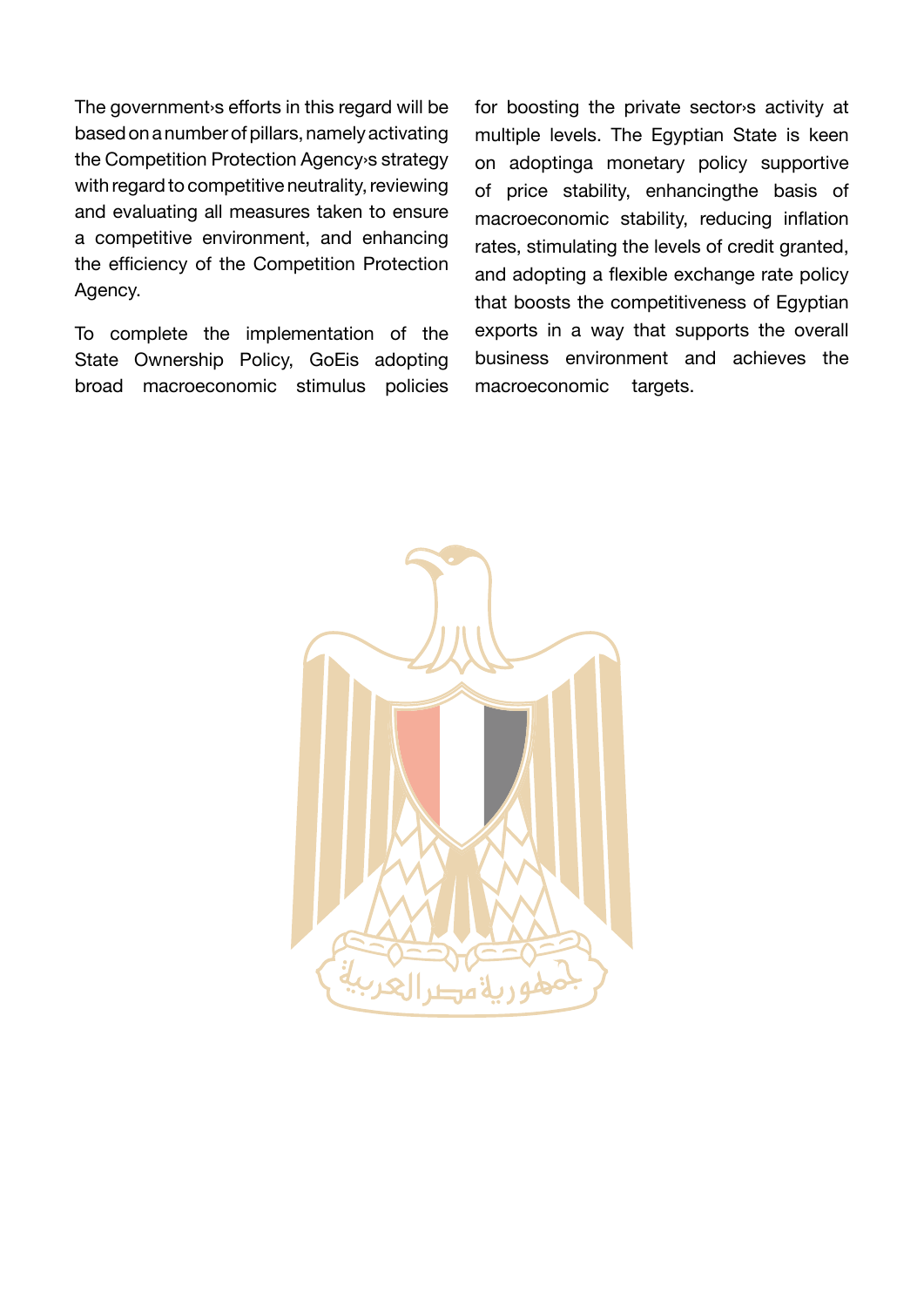The government›s efforts in this regard will be based on a number of pillars, namely activating the Competition Protection Agency›s strategy with regard to competitive neutrality, reviewing and evaluating all measures taken to ensure a competitive environment, and enhancing the efficiency of the Competition Protection Agency.

To complete the implementation of the State Ownership Policy, GoEis adopting broad macroeconomic stimulus policies for boosting the private sector›s activity at multiple levels. The Egyptian State is keen on adoptinga monetary policy supportive of price stability, enhancingthe basis of macroeconomic stability, reducing inflation rates, stimulating the levels of credit granted, and adopting a flexible exchange rate policy that boosts the competitiveness of Egyptian exports in a way that supports the overall business environment and achieves the macroeconomic targets.